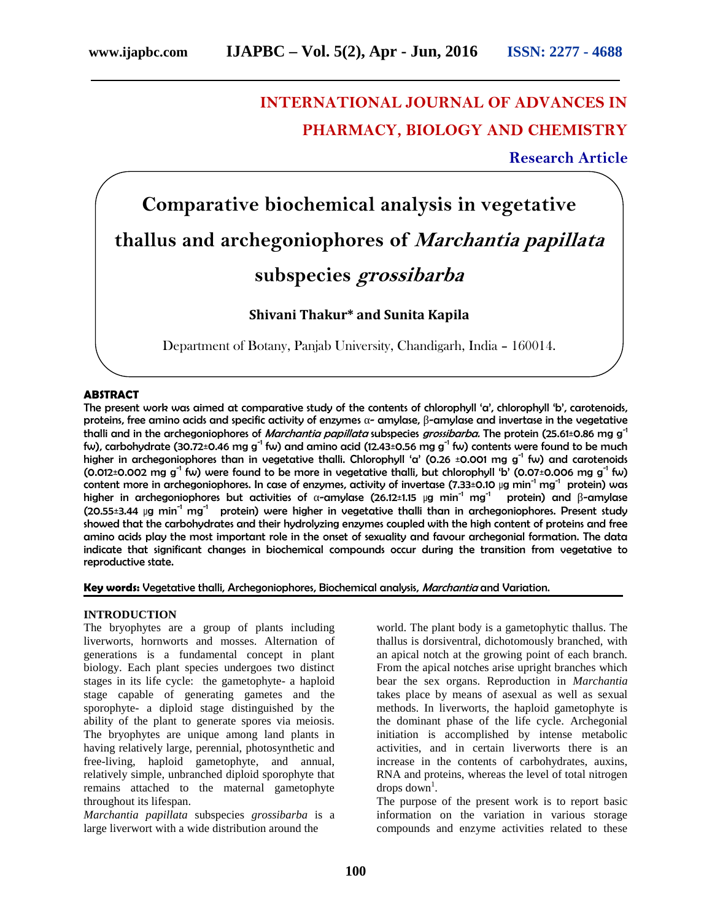# INTERNATIONAL JOURNAL OF ADVANCES IN PHARMACY, BIOLOGY AND CHEMISTRY

**Research Article**

# Comparative biochemical analysis in vegetative thallus and archegoniophores of *Marchantia papillata* subspecies *grossibarba*

**Shivani Thakur* and Sunita Kapila**

Department of Botany, Panjab University, Chandigarh, India – 160014.

## ABSTRACT

The present work was aimed at comparative study of the contents of chlorophyll 'a', chlorophyll 'b', carotenoids, proteins, free amino acids and specific activity of enzymes α- amylase, β-amylase and invertase in the vegetative thalli and in the archegoniophores of *Marchantia papillata* subspecies *grossibarba.* The protein (25.61±0.86 mg $g^{-1}$ fw), carbohydrate (30.72±0.46 mg $g^{-1}$ fw) and amino acid (12.43±0.56 mg $g^{-1}$ fw) contents were found to be much higher in archegoniophores than in vegetative thalli. Chlorophyll 'a' (0.26 ±0.001 mg $g^{-1}$ fw) and carotenoids (0.012±0.002 mg $g^{-1}$ fw) were found to be more in vegetative thalli, but chlorophyll 'b' (0.07±0.006 mg $g^{-1}$ fw) content more in archegoniophores. In case of enzymes, activity of invertase (7.33±0.10 µg $min^{-1}$ $mg^{-1}$ protein) was higher in archegoniophores but activities of α-amylase (26.12±1.15 µg $min^{-1}$ $mg^{-1}$ protein) and β-amylase (20.55±3.44 µg $min^{-1}$ $mg^{-1}$ protein) were higher in vegetative thalli than in archegoniophores. Present study showed that the carbohydrates and their hydrolyzing enzymes coupled with the high content of proteins and free amino acids play the most important role in the onset of sexuality and favour archegonial formation. The data indicate that significant changes in biochemical compounds occur during the transition from vegetative to reproductive state.

**Key words:** Vegetative thalli, Archegoniophores, Biochemical analysis, *Marchantia* and Variation.

## INTRODUCTION

The bryophytes are a group of plants including liverworts, hornworts and mosses. Alternation of generations is a fundamental concept in plant biology. Each plant species undergoes two distinct stages in its life cycle: the gametophyte- a haploid stage capable of generating gametes and the sporophyte- a diploid stage distinguished by the ability of the plant to generate spores via meiosis. The bryophytes are unique among land plants in having relatively large, perennial, photosynthetic and free-living, haploid gametophyte, and annual, relatively simple, unbranched diploid sporophyte that remains attached to the maternal gametophyte throughout its lifespan.

*Marchantia papillata* subspecies *grossibarba* is a large liverwort with a wide distribution around the world. The plant body is a gametophytic thallus. The thallus is dorsiventral, dichotomously branched, with an apical notch at the growing point of each branch. From the apical notches arise upright branches which bear the sex organs. Reproduction in *Marchantia* takes place by means of asexual as well as sexual methods. In liverworts, the haploid gametophyte is the dominant phase of the life cycle. Archegonial initiation is accomplished by intense metabolic activities, and in certain liverworts there is an increase in the contents of carbohydrates, auxins, RNA and proteins, whereas the level of total nitrogen drops down[1].

The purpose of the present work is to report basic information on the variation in various storage compounds and enzyme activities related to these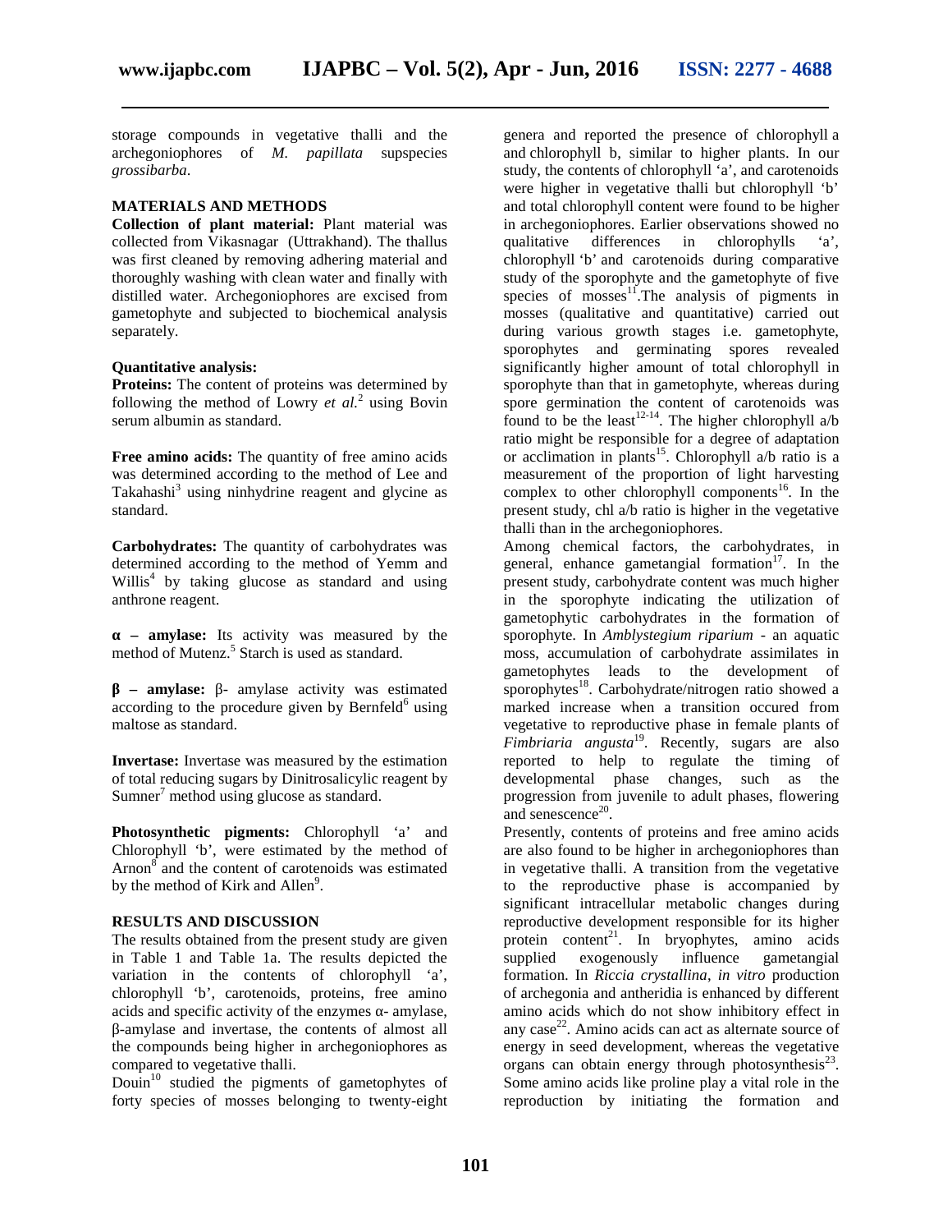storage compounds in vegetative thalli and the archegoniophores of *M. papillata* supspecies *grossibarba*.

## MATERIALS AND METHODS

**Collection of plant material:** Plant material was collected from Vikasnagar (Uttrakhand). The thallus was first cleaned by removing adhering material and thoroughly washing with clean water and finally with distilled water. Archegoniophores are excised from gametophyte and subjected to biochemical analysis separately.

### Quantitative analysis:

**Proteins:** The content of proteins was determined by following the method of Lowry *et al.*[2] using Bovin serum albumin as standard.

**Free amino acids:** The quantity of free amino acids was determined according to the method of Lee and Takahashi[3] using ninhydrine reagent and glycine as standard.

**Carbohydrates:** The quantity of carbohydrates was determined according to the method of Yemm and Willis[4] by taking glucose as standard and using anthrone reagent.

**α – amylase:** Its activity was measured by the method of Mutenz.[5] Starch is used as standard.

**β – amylase:** β- amylase activity was estimated according to the procedure given by Bernfeld[6] using maltose as standard.

**Invertase:** Invertase was measured by the estimation of total reducing sugars by Dinitrosalicylic reagent by Sumner[7] method using glucose as standard.

**Photosynthetic pigments:** Chlorophyll 'a' and Chlorophyll 'b', were estimated by the method of Arnon[8] and the content of carotenoids was estimated by the method of Kirk and Allen[9].

## RESULTS AND DISCUSSION

The results obtained from the present study are given in Table 1 and Table 1a. The results depicted the variation in the contents of chlorophyll 'a', chlorophyll 'b', carotenoids, proteins, free amino acids and specific activity of the enzymes α- amylase, β-amylase and invertase, the contents of almost all the compounds being higher in archegoniophores as compared to vegetative thalli.

Douin[10] studied the pigments of gametophytes of forty species of mosses belonging to twenty-eight genera and reported the presence of chlorophyll a and chlorophyll b, similar to higher plants. In our study, the contents of chlorophyll 'a', and carotenoids were higher in vegetative thalli but chlorophyll 'b' and total chlorophyll content were found to be higher in archegoniophores. Earlier observations showed no qualitative differences in chlorophylls 'a', chlorophyll 'b' and carotenoids during comparative study of the sporophyte and the gametophyte of five species of mosses[11]. The analysis of pigments in mosses (qualitative and quantitative) carried out during various growth stages i.e. gametophyte, sporophytes and germinating spores revealed significantly higher amount of total chlorophyll in sporophyte than that in gametophyte, whereas during spore germination the content of carotenoids was found to be the least[12-14]. The higher chlorophyll a/b ratio might be responsible for a degree of adaptation or acclimation in plants[15]. Chlorophyll a/b ratio is a measurement of the proportion of light harvesting complex to other chlorophyll components[16]. In the present study, chl a/b ratio is higher in the vegetative thalli than in the archegoniophores.

Among chemical factors, the carbohydrates, in general, enhance gametangial formation[17]. In the present study, carbohydrate content was much higher in the sporophyte indicating the utilization of gametophytic carbohydrates in the formation of sporophyte. In *Amblystegium riparium* - an aquatic moss, accumulation of carbohydrate assimilates in gametophytes leads to the development of sporophytes[18]. Carbohydrate/nitrogen ratio showed a marked increase when a transition occured from vegetative to reproductive phase in female plants of *Fimbriaria angusta*[19]. Recently, sugars are also reported to help to regulate the timing of developmental phase changes, such as the progression from juvenile to adult phases, flowering and senescence[20].

Presently, contents of proteins and free amino acids are also found to be higher in archegoniophores than in vegetative thalli. A transition from the vegetative to the reproductive phase is accompanied by significant intracellular metabolic changes during reproductive development responsible for its higher protein content[21]. In bryophytes, amino acids supplied exogenously influence gametangial formation. In *Riccia crystallina*, *in vitro* production of archegonia and antheridia is enhanced by different amino acids which do not show inhibitory effect in any case[22]. Amino acids can act as alternate source of energy in seed development, whereas the vegetative organs can obtain energy through photosynthesis[23]. Some amino acids like proline play a vital role in the reproduction by initiating the formation and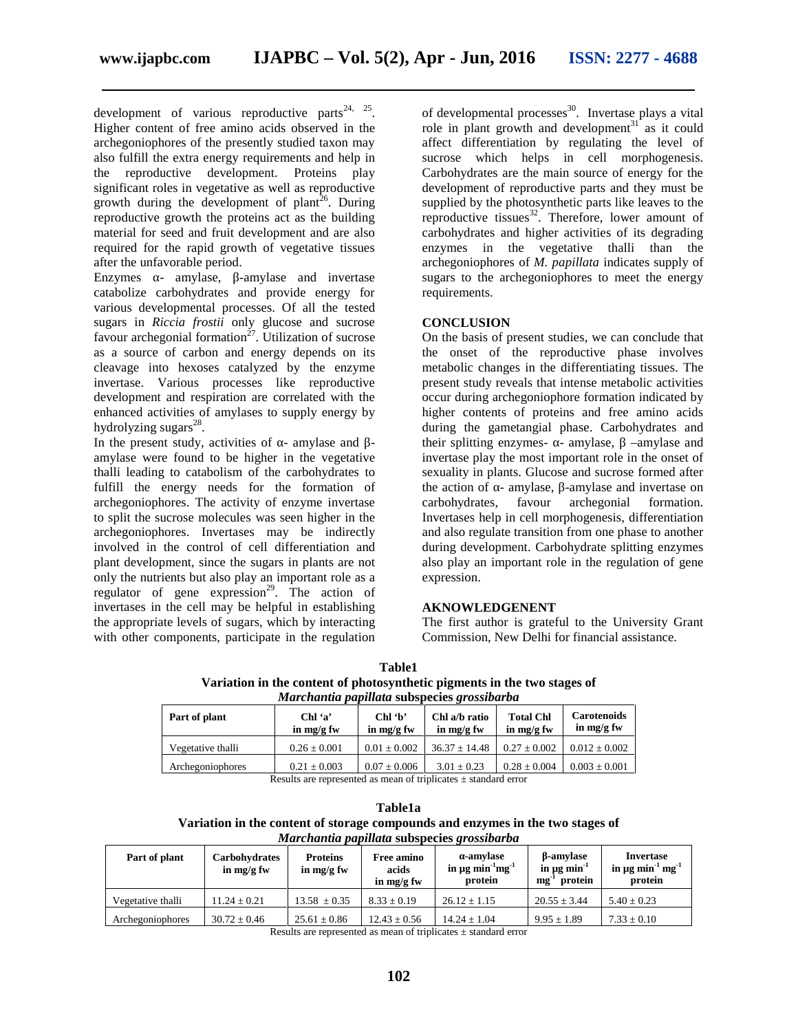development of various reproductive parts[24, 25]. Higher content of free amino acids observed in the archegoniophores of the presently studied taxon may also fulfill the extra energy requirements and help in the reproductive development. Proteins play significant roles in vegetative as well as reproductive growth during the development of plant[26]. During reproductive growth the proteins act as the building material for seed and fruit development and are also required for the rapid growth of vegetative tissues after the unfavorable period.

Enzymes α- amylase, β-amylase and invertase catabolize carbohydrates and provide energy for various developmental processes. Of all the tested sugars in *Riccia frostii* only glucose and sucrose favour archegonial formation[27]. Utilization of sucrose as a source of carbon and energy depends on its cleavage into hexoses catalyzed by the enzyme invertase. Various processes like reproductive development and respiration are correlated with the enhanced activities of amylases to supply energy by hydrolyzing sugars[28].

In the present study, activities of α- amylase and β-amylase were found to be higher in the vegetative thalli leading to catabolism of the carbohydrates to fulfill the energy needs for the formation of archegoniophores. The activity of enzyme invertase to split the sucrose molecules was seen higher in the archegoniophores. Invertases may be indirectly involved in the control of cell differentiation and plant development, since the sugars in plants are not only the nutrients but also play an important role as a regulator of gene expression[29]. The action of invertases in the cell may be helpful in establishing the appropriate levels of sugars, which by interacting with other components, participate in the regulation of developmental processes[30]. Invertase plays a vital role in plant growth and development[31] as it could affect differentiation by regulating the level of sucrose which helps in cell morphogenesis. Carbohydrates are the main source of energy for the development of reproductive parts and they must be supplied by the photosynthetic parts like leaves to the reproductive tissues[32]. Therefore, lower amount of carbohydrates and higher activities of its degrading enzymes in the vegetative thalli than the archegoniophores of *M. papillata* indicates supply of sugars to the archegoniophores to meet the energy requirements.

## CONCLUSION

On the basis of present studies, we can conclude that the onset of the reproductive phase involves metabolic changes in the differentiating tissues. The present study reveals that intense metabolic activities occur during archegoniophore formation indicated by higher contents of proteins and free amino acids during the gametangial phase. Carbohydrates and their splitting enzymes- α- amylase, β –amylase and invertase play the most important role in the onset of sexuality in plants. Glucose and sucrose formed after the action of α- amylase, β-amylase and invertase on carbohydrates, favour archegonial formation. Invertases help in cell morphogenesis, differentiation and also regulate transition from one phase to another during development. Carbohydrate splitting enzymes also play an important role in the regulation of gene expression.

## AKNOWLEDGENENT

The first author is grateful to the University Grant Commission, New Delhi for financial assistance.

**Table1**
**Variation in the content of photosynthetic pigments in the two stages of *Marchantia papillata* subspecies *grossibarba***

| Part of plant | Chl 'a' in mg/g fw | Chl 'b' in mg/g fw | Chl a/b ratio in mg/g fw | Total Chl in mg/g fw | Carotenoids in mg/g fw |
|---|---|---|---|---|---|
| Vegetative thalli | 0.26 ± 0.001 | 0.01 ± 0.002 | 36.37 ± 14.48 | 0.27 ± 0.002 | 0.012 ± 0.002 |
| Archegoniophores | 0.21 ± 0.003 | 0.07 ± 0.006 | 3.01 ± 0.23 | 0.28 ± 0.004 | 0.003 ± 0.001 |

Results are represented as mean of triplicates ± standard error

**Table1a**
**Variation in the content of storage compounds and enzymes in the two stages of *Marchantia papillata* subspecies *grossibarba***

| Part of plant | Carbohydrates in mg/g fw | Proteins in mg/g fw | Free amino acids in mg/g fw | α-amylase in µg $min^{-1}mg^{-1}$ protein | β-amylase in µg $min^{-1}$ $mg^{-1}$ protein | Invertase in µg $min^{-1}$ $mg^{-1}$ protein |
|---|---|---|---|---|---|---|
| Vegetative thalli | 11.24 ± 0.21 | 13.58 ± 0.35 | 8.33 ± 0.19 | 26.12 ± 1.15 | 20.55 ± 3.44 | 5.40 ± 0.23 |
| Archegoniophores | 30.72 ± 0.46 | 25.61 ± 0.86 | 12.43 ± 0.56 | 14.24 ± 1.04 | 9.95 ± 1.89 | 7.33 ± 0.10 |

Results are represented as mean of triplicates ± standard error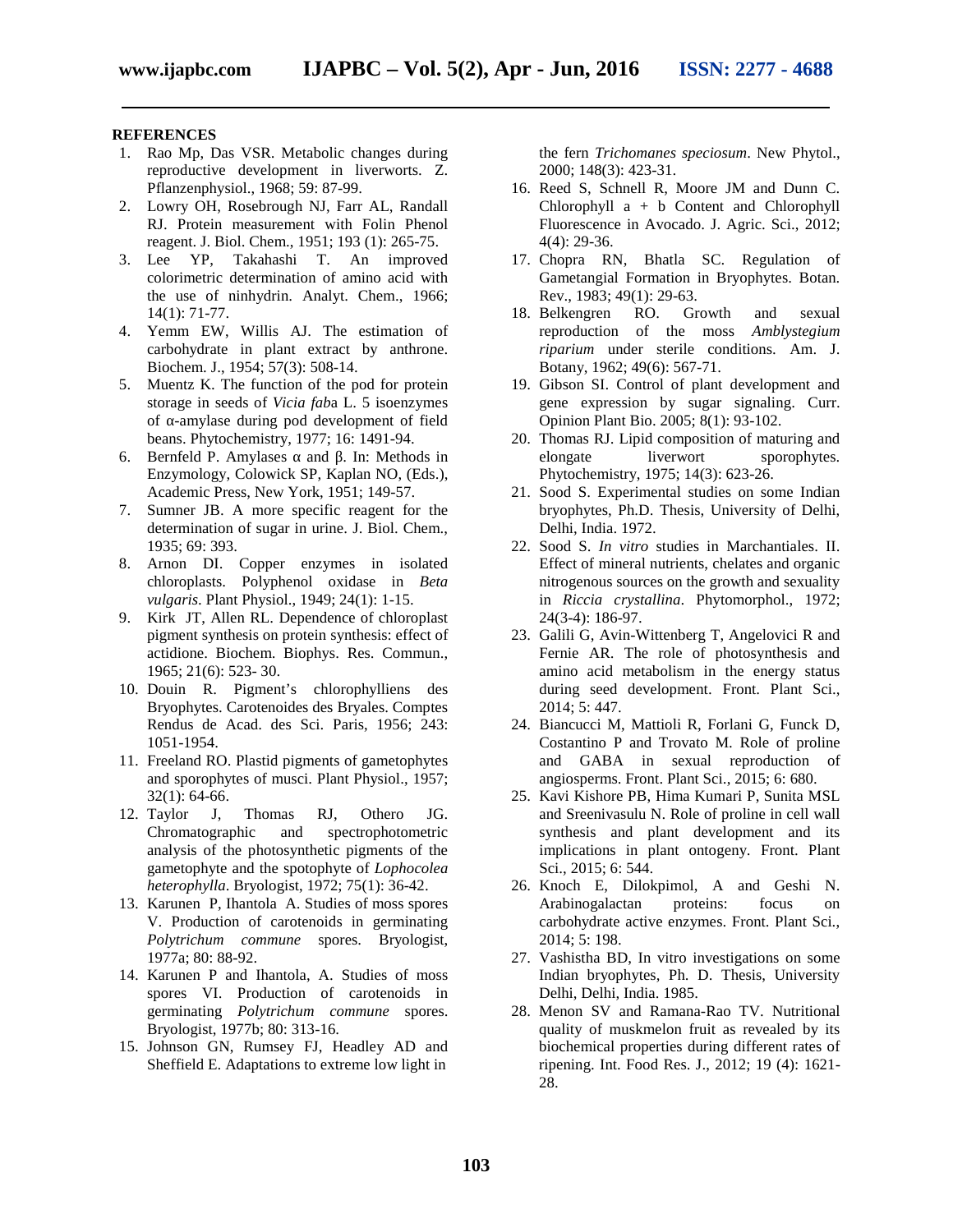## REFERENCES

1. Rao Mp, Das VSR. Metabolic changes during reproductive development in liverworts. Z. Pflanzenphysiol., 1968; 59: 87-99.
2. Lowry OH, Rosebrough NJ, Farr AL, Randall RJ. Protein measurement with Folin Phenol reagent. J. Biol. Chem., 1951; 193 (1): 265-75.
3. Lee YP, Takahashi T. An improved colorimetric determination of amino acid with the use of ninhydrin. Analyt. Chem., 1966; 14(1): 71-77.
4. Yemm EW, Willis AJ. The estimation of carbohydrate in plant extract by anthrone. Biochem. J., 1954; 57(3): 508-14.
5. Muentz K. The function of the pod for protein storage in seeds of *Vicia faba* L. 5 isoenzymes of α-amylase during pod development of field beans. Phytochemistry, 1977; 16: 1491-94.
6. Bernfeld P. Amylases α and β. In: Methods in Enzymology, Colowick SP, Kaplan NO, (Eds.), Academic Press, New York, 1951; 149-57.
7. Sumner JB. A more specific reagent for the determination of sugar in urine. J. Biol. Chem., 1935; 69: 393.
8. Arnon DI. Copper enzymes in isolated chloroplasts. Polyphenol oxidase in *Beta vulgaris*. Plant Physiol., 1949; 24(1): 1-15.
9. Kirk JT, Allen RL. Dependence of chloroplast pigment synthesis on protein synthesis: effect of actidione. Biochem. Biophys. Res. Commun., 1965; 21(6): 523- 30.
10. Douin R. Pigment's chlorophylliens des Bryophytes. Carotenoides des Bryales. Comptes Rendus de Acad. des Sci. Paris, 1956; 243: 1051-1954.
11. Freeland RO. Plastid pigments of gametophytes and sporophytes of musci. Plant Physiol., 1957; 32(1): 64-66.
12. Taylor J, Thomas RJ, Othero JG. Chromatographic and spectrophotometric analysis of the photosynthetic pigments of the gametophyte and the spotophyte of *Lophocolea heterophylla*. Bryologist, 1972; 75(1): 36-42.
13. Karunen P, Ihantola A. Studies of moss spores V. Production of carotenoids in germinating *Polytrichum commune* spores. Bryologist, 1977a; 80: 88-92.
14. Karunen P and Ihantola, A. Studies of moss spores VI. Production of carotenoids in germinating *Polytrichum commune* spores. Bryologist, 1977b; 80: 313-16.
15. Johnson GN, Rumsey FJ, Headley AD and Sheffield E. Adaptations to extreme low light in the fern *Trichomanes speciosum*. New Phytol., 2000; 148(3): 423-31.
16. Reed S, Schnell R, Moore JM and Dunn C. Chlorophyll a + b Content and Chlorophyll Fluorescence in Avocado. J. Agric. Sci., 2012; 4(4): 29-36.
17. Chopra RN, Bhatla SC. Regulation of Gametangial Formation in Bryophytes. Botan. Rev., 1983; 49(1): 29-63.
18. Belkengren RO. Growth and sexual reproduction of the moss *Amblystegium riparium* under sterile conditions. Am. J. Botany, 1962; 49(6): 567-71.
19. Gibson SI. Control of plant development and gene expression by sugar signaling. Curr. Opinion Plant Bio. 2005; 8(1): 93-102.
20. Thomas RJ. Lipid composition of maturing and elongate liverwort sporophytes. Phytochemistry, 1975; 14(3): 623-26.
21. Sood S. Experimental studies on some Indian bryophytes, Ph.D. Thesis, University of Delhi, Delhi, India. 1972.
22. Sood S. *In vitro* studies in Marchantiales. II. Effect of mineral nutrients, chelates and organic nitrogenous sources on the growth and sexuality in *Riccia crystallina*. Phytomorphol., 1972; 24(3-4): 186-97.
23. Galili G, Avin-Wittenberg T, Angelovici R and Fernie AR. The role of photosynthesis and amino acid metabolism in the energy status during seed development. Front. Plant Sci., 2014; 5: 447.
24. Biancucci M, Mattioli R, Forlani G, Funck D, Costantino P and Trovato M. Role of proline and GABA in sexual reproduction of angiosperms. Front. Plant Sci., 2015; 6: 680.
25. Kavi Kishore PB, Hima Kumari P, Sunita MSL and Sreenivasulu N. Role of proline in cell wall synthesis and plant development and its implications in plant ontogeny. Front. Plant Sci., 2015; 6: 544.
26. Knoch E, Dilokpimol, A and Geshi N. Arabinogalactan proteins: focus on carbohydrate active enzymes. Front. Plant Sci., 2014; 5: 198.
27. Vashistha BD, In vitro investigations on some Indian bryophytes, Ph. D. Thesis, University Delhi, Delhi, India. 1985.
28. Menon SV and Ramana-Rao TV. Nutritional quality of muskmelon fruit as revealed by its biochemical properties during different rates of ripening. Int. Food Res. J., 2012; 19 (4): 1621-28.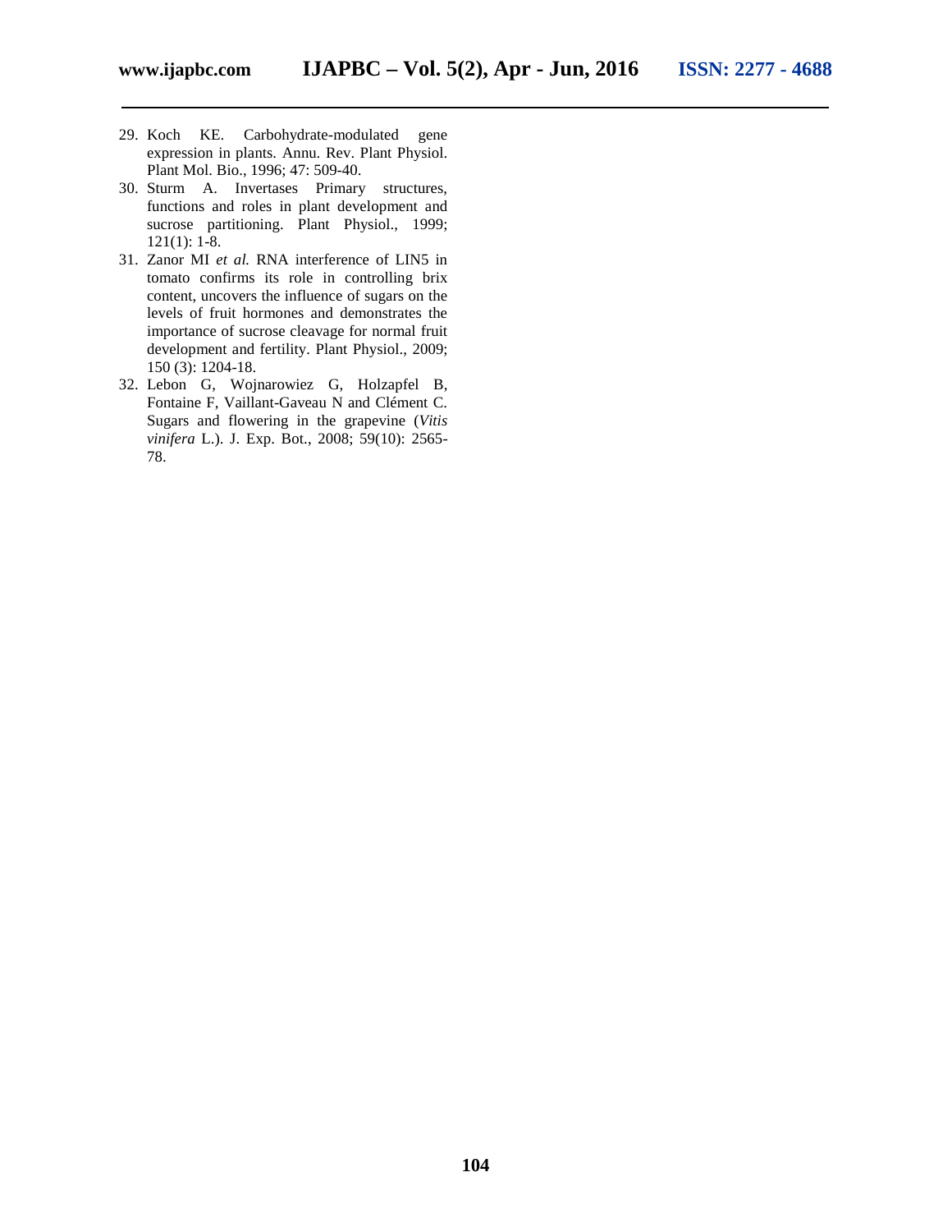29. Koch KE. Carbohydrate-modulated gene expression in plants. Annu. Rev. Plant Physiol. Plant Mol. Bio., 1996; 47: 509-40.
30. Sturm A. Invertases Primary structures, functions and roles in plant development and sucrose partitioning. Plant Physiol., 1999; 121(1): 1-8.
31. Zanor MI *et al.* RNA interference of LIN5 in tomato confirms its role in controlling brix content, uncovers the influence of sugars on the levels of fruit hormones and demonstrates the importance of sucrose cleavage for normal fruit development and fertility. Plant Physiol., 2009; 150 (3): 1204-18.
32. Lebon G, Wojnarowiez G, Holzapfel B, Fontaine F, Vaillant-Gaveau N and Clément C. Sugars and flowering in the grapevine (*Vitis vinifera* L.). J. Exp. Bot., 2008; 59(10): 2565-78.